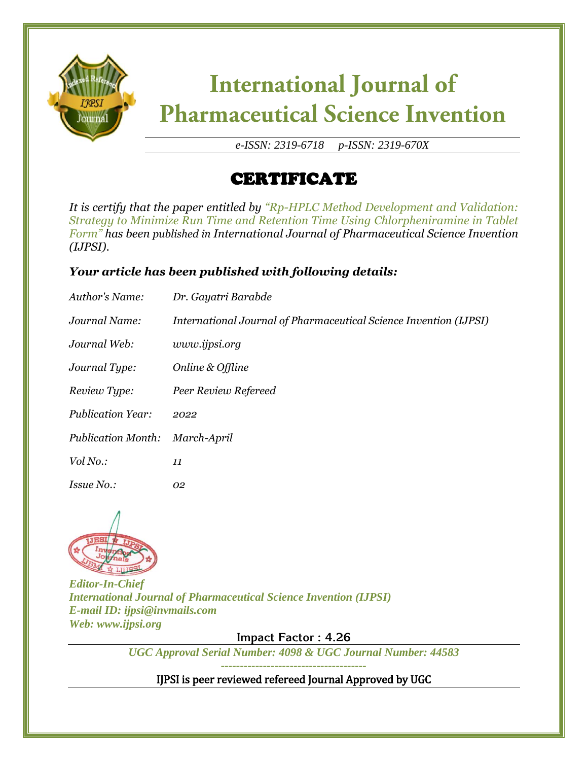# International Journal of Pharmaceutical Science Invention

*e-ISSN: 2319-6718 p-ISSN: 2319-670X*

## CERTIFICATE

*It is certify that the paper entitled by "Rp-HPLC Method Development and Validation: Strategy to Minimize Run Time and Retention Time Using Chlorpheniramine in Tablet Form" has been published in International Journal of Pharmaceutical Science Invention (IJPSI).*

***Your article has been published with following details:***

| | |
|---|---|
| *Author's Name:* | *Dr. Gayatri Barabde* |
| *Journal Name:* | *International Journal of Pharmaceutical Science Invention (IJPSI)* |
| *Journal Web:* | *www.ijpsi.org* |
| *Journal Type:* | *Online & Offline* |
| *Review Type:* | *Peer Review Refereed* |
| *Publication Year:* | *2022* |
| *Publication Month:* | *March-April* |
| *Vol No.:* | *11* |
| *Issue No.:* | *02* |

***Editor-In-Chief***
***International Journal of Pharmaceutical Science Invention (IJPSI)***
***E-mail ID: ijpsi@invmails.com***
***Web: www.ijpsi.org***

**Impact Factor : 4.26**

***UGC Approval Serial Number: 4098 & UGC Journal Number: 44583***

---

IJPSI is peer reviewed refereed Journal Approved by UGC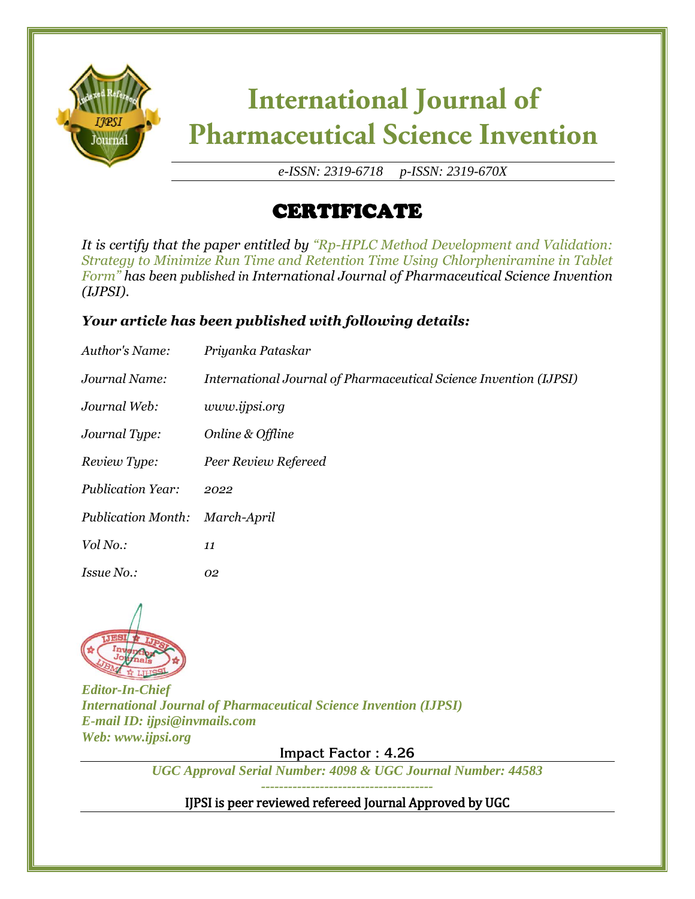# International Journal of Pharmaceutical Science Invention

*e-ISSN: 2319-6718 p-ISSN: 2319-670X*

## CERTIFICATE

*It is certify that the paper entitled by "Rp-HPLC Method Development and Validation: Strategy to Minimize Run Time and Retention Time Using Chlorpheniramine in Tablet Form" has been published in International Journal of Pharmaceutical Science Invention (IJPSI).*

***Your article has been published with following details:***

| | |
|---|---|
| *Author's Name:* | *Priyanka Pataskar* |
| *Journal Name:* | *International Journal of Pharmaceutical Science Invention (IJPSI)* |
| *Journal Web:* | *www.ijpsi.org* |
| *Journal Type:* | *Online & Offline* |
| *Review Type:* | *Peer Review Refereed* |
| *Publication Year:* | *2022* |
| *Publication Month:* | *March-April* |
| *Vol No.:* | *11* |
| *Issue No.:* | *02* |

***Editor-In-Chief***
***International Journal of Pharmaceutical Science Invention (IJPSI)***
***E-mail ID: ijpsi@invmails.com***
***Web: www.ijpsi.org***

**Impact Factor : 4.26**

***UGC Approval Serial Number: 4098 & UGC Journal Number: 44583***

**IJPSI is peer reviewed refereed Journal Approved by UGC**